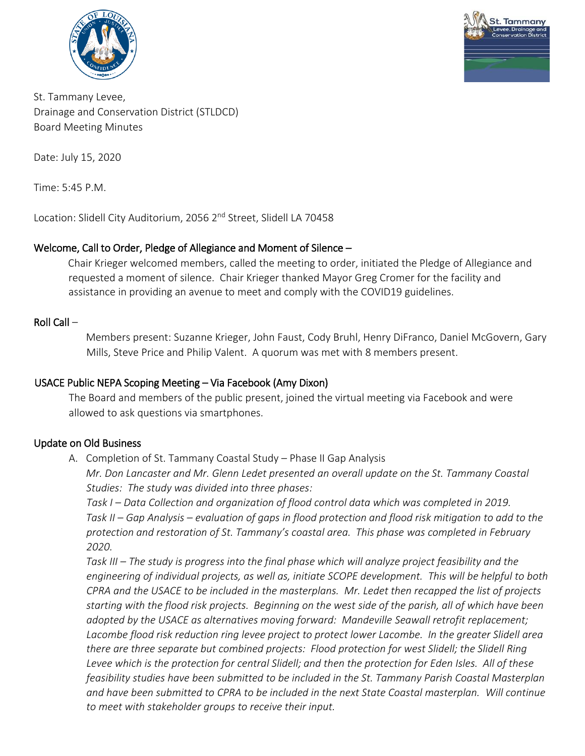St. Tammany Levee,
Drainage and Conservation District (STLDCD)
Board Meeting Minutes

Date: July 15, 2020

Time: 5:45 P.M.

Location: Slidell City Auditorium, 2056 2nd Street, Slidell LA 70458

## Welcome, Call to Order, Pledge of Allegiance and Moment of Silence –

Chair Krieger welcomed members, called the meeting to order, initiated the Pledge of Allegiance and requested a moment of silence. Chair Krieger thanked Mayor Greg Cromer for the facility and assistance in providing an avenue to meet and comply with the COVID19 guidelines.

## Roll Call –

Members present: Suzanne Krieger, John Faust, Cody Bruhl, Henry DiFranco, Daniel McGovern, Gary Mills, Steve Price and Philip Valent. A quorum was met with 8 members present.

## USACE Public NEPA Scoping Meeting – Via Facebook (Amy Dixon)

The Board and members of the public present, joined the virtual meeting via Facebook and were allowed to ask questions via smartphones.

## Update on Old Business

A. Completion of St. Tammany Coastal Study – Phase II Gap Analysis

*Mr. Don Lancaster and Mr. Glenn Ledet presented an overall update on the St. Tammany Coastal Studies: The study was divided into three phases:*

*Task I – Data Collection and organization of flood control data which was completed in 2019.*

*Task II – Gap Analysis – evaluation of gaps in flood protection and flood risk mitigation to add to the protection and restoration of St. Tammany's coastal area. This phase was completed in February 2020.*

*Task III – The study is progress into the final phase which will analyze project feasibility and the engineering of individual projects, as well as, initiate SCOPE development. This will be helpful to both CPRA and the USACE to be included in the masterplans. Mr. Ledet then recapped the list of projects starting with the flood risk projects. Beginning on the west side of the parish, all of which have been adopted by the USACE as alternatives moving forward: Mandeville Seawall retrofit replacement; Lacombe flood risk reduction ring levee project to protect lower Lacombe. In the greater Slidell area there are three separate but combined projects: Flood protection for west Slidell; the Slidell Ring Levee which is the protection for central Slidell; and then the protection for Eden Isles. All of these feasibility studies have been submitted to be included in the St. Tammany Parish Coastal Masterplan and have been submitted to CPRA to be included in the next State Coastal masterplan. Will continue to meet with stakeholder groups to receive their input.*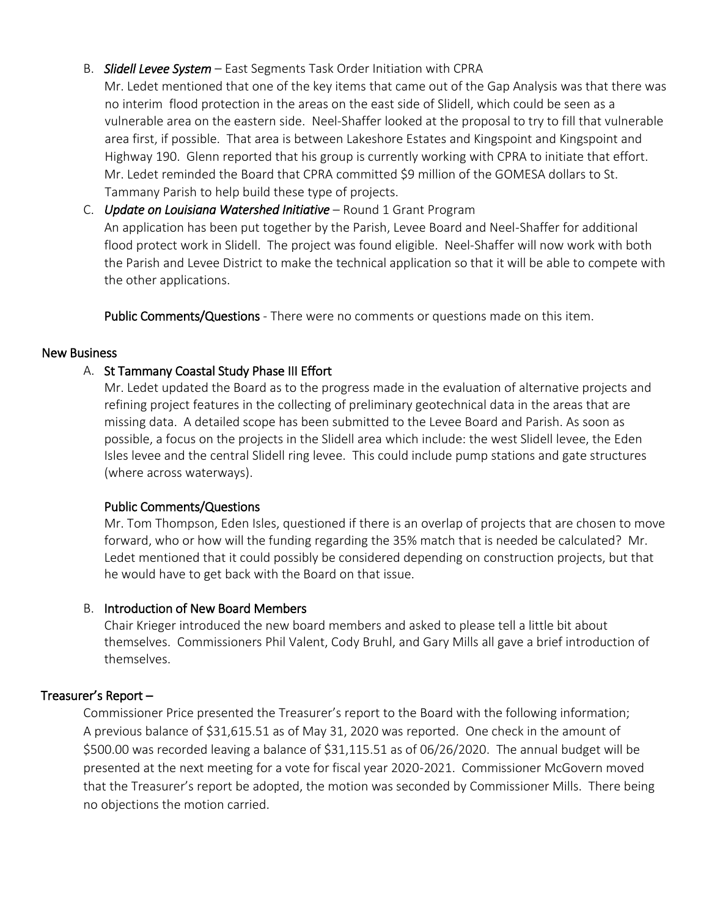B. ***Slidell Levee System*** – East Segments Task Order Initiation with CPRA

Mr. Ledet mentioned that one of the key items that came out of the Gap Analysis was that there was no interim flood protection in the areas on the east side of Slidell, which could be seen as a vulnerable area on the eastern side. Neel-Shaffer looked at the proposal to try to fill that vulnerable area first, if possible. That area is between Lakeshore Estates and Kingspoint and Kingspoint and Highway 190. Glenn reported that his group is currently working with CPRA to initiate that effort. Mr. Ledet reminded the Board that CPRA committed $9 million of the GOMESA dollars to St. Tammany Parish to help build these type of projects.

C. ***Update on Louisiana Watershed Initiative*** – Round 1 Grant Program

An application has been put together by the Parish, Levee Board and Neel-Shaffer for additional flood protect work in Slidell. The project was found eligible. Neel-Shaffer will now work with both the Parish and Levee District to make the technical application so that it will be able to compete with the other applications.

**Public Comments/Questions** - There were no comments or questions made on this item.

## New Business

A. **St Tammany Coastal Study Phase III Effort**

Mr. Ledet updated the Board as to the progress made in the evaluation of alternative projects and refining project features in the collecting of preliminary geotechnical data in the areas that are missing data. A detailed scope has been submitted to the Levee Board and Parish. As soon as possible, a focus on the projects in the Slidell area which include: the west Slidell levee, the Eden Isles levee and the central Slidell ring levee. This could include pump stations and gate structures (where across waterways).

**Public Comments/Questions**

Mr. Tom Thompson, Eden Isles, questioned if there is an overlap of projects that are chosen to move forward, who or how will the funding regarding the 35% match that is needed be calculated? Mr. Ledet mentioned that it could possibly be considered depending on construction projects, but that he would have to get back with the Board on that issue.

B. **Introduction of New Board Members**

Chair Krieger introduced the new board members and asked to please tell a little bit about themselves. Commissioners Phil Valent, Cody Bruhl, and Gary Mills all gave a brief introduction of themselves.

## Treasurer's Report –

Commissioner Price presented the Treasurer's report to the Board with the following information; A previous balance of $31,615.51 as of May 31, 2020 was reported. One check in the amount of $500.00 was recorded leaving a balance of $31,115.51 as of 06/26/2020. The annual budget will be presented at the next meeting for a vote for fiscal year 2020-2021. Commissioner McGovern moved that the Treasurer's report be adopted, the motion was seconded by Commissioner Mills. There being no objections the motion carried.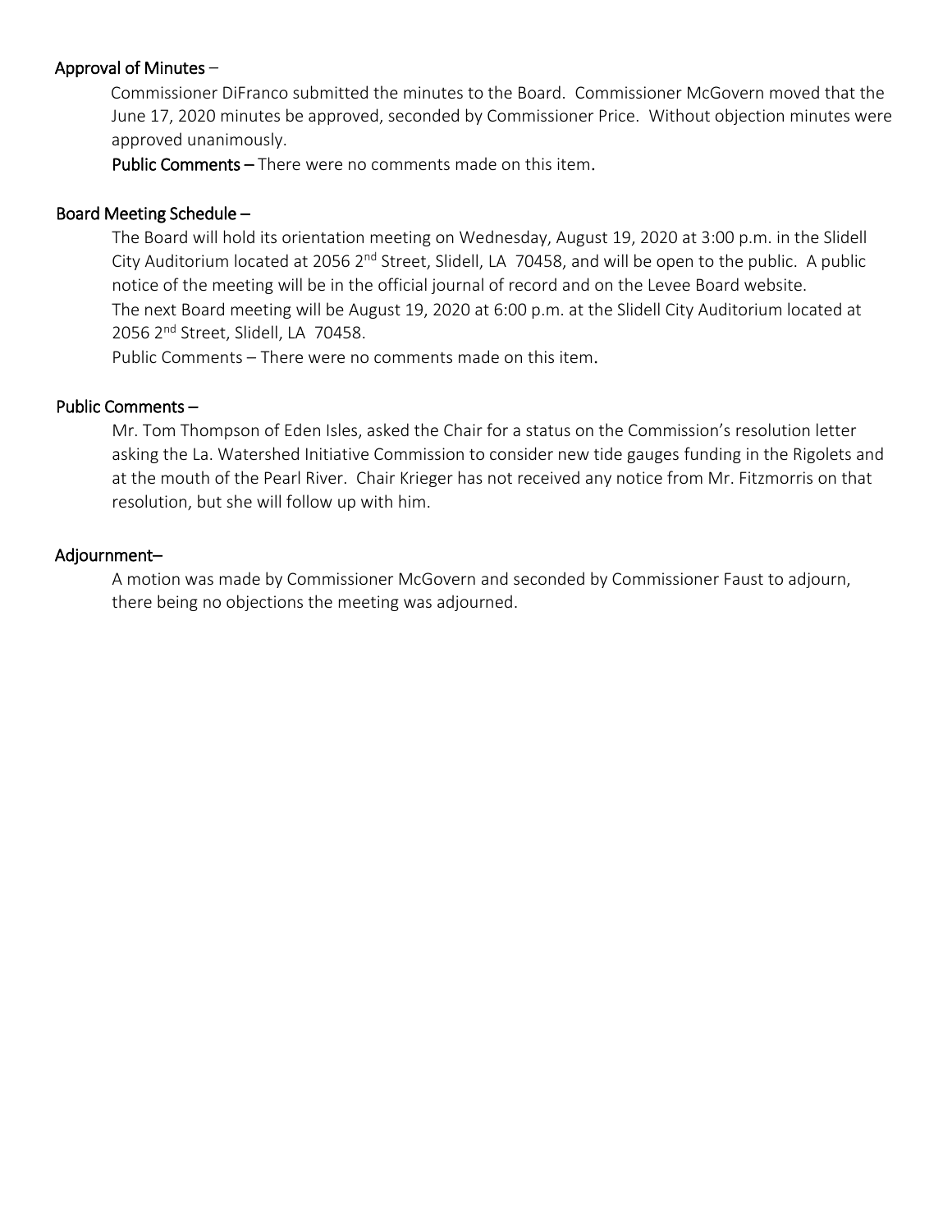## Approval of Minutes –

Commissioner DiFranco submitted the minutes to the Board. Commissioner McGovern moved that the June 17, 2020 minutes be approved, seconded by Commissioner Price. Without objection minutes were approved unanimously.

**Public Comments –** There were no comments made on this item.

## Board Meeting Schedule –

The Board will hold its orientation meeting on Wednesday, August 19, 2020 at 3:00 p.m. in the Slidell City Auditorium located at 2056 2nd Street, Slidell, LA 70458, and will be open to the public. A public notice of the meeting will be in the official journal of record and on the Levee Board website.

The next Board meeting will be August 19, 2020 at 6:00 p.m. at the Slidell City Auditorium located at 2056 2nd Street, Slidell, LA 70458.

Public Comments – There were no comments made on this item.

## Public Comments –

Mr. Tom Thompson of Eden Isles, asked the Chair for a status on the Commission's resolution letter asking the La. Watershed Initiative Commission to consider new tide gauges funding in the Rigolets and at the mouth of the Pearl River. Chair Krieger has not received any notice from Mr. Fitzmorris on that resolution, but she will follow up with him.

## Adjournment–

A motion was made by Commissioner McGovern and seconded by Commissioner Faust to adjourn, there being no objections the meeting was adjourned.